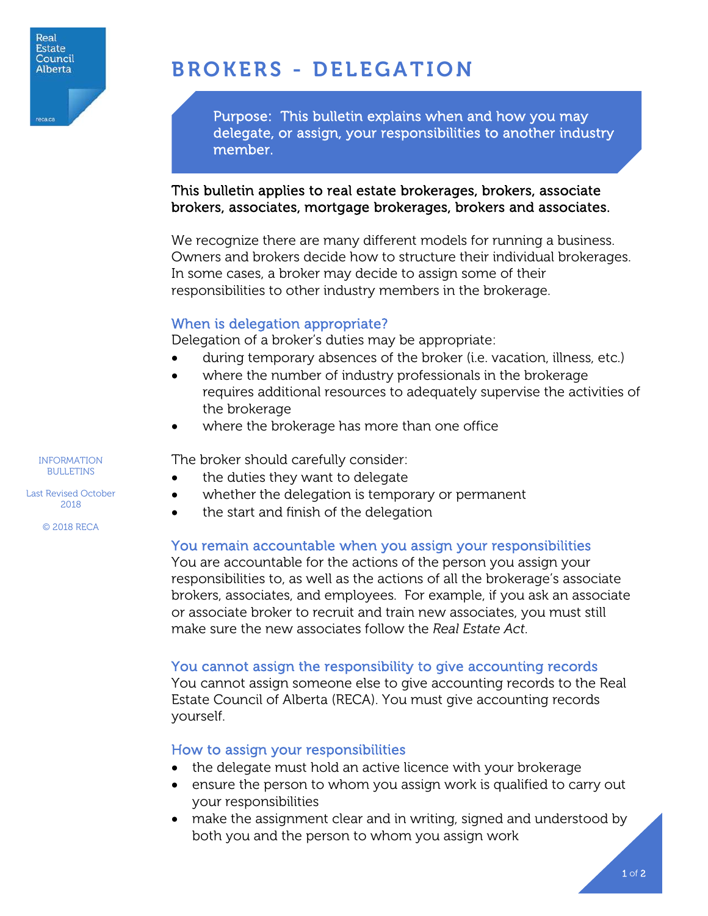# BROKERS - DELEGATION

Purpose: This bulletin explains when and how you may delegate, or assign, your responsibilities to another industry member.

**This bulletin applies to real estate brokerages, brokers, associate brokers, associates, mortgage brokerages, brokers and associates.**

We recognize there are many different models for running a business. Owners and brokers decide how to structure their individual brokerages. In some cases, a broker may decide to assign some of their responsibilities to other industry members in the brokerage.

## When is delegation appropriate?

Delegation of a broker's duties may be appropriate:

- during temporary absences of the broker (i.e. vacation, illness, etc.)
- where the number of industry professionals in the brokerage requires additional resources to adequately supervise the activities of the brokerage
- where the brokerage has more than one office

The broker should carefully consider:

- the duties they want to delegate
- whether the delegation is temporary or permanent
- the start and finish of the delegation

## You remain accountable when you assign your responsibilities

You are accountable for the actions of the person you assign your responsibilities to, as well as the actions of all the brokerage's associate brokers, associates, and employees. For example, if you ask an associate or associate broker to recruit and train new associates, you must still make sure the new associates follow the *Real Estate Act*.

## You cannot assign the responsibility to give accounting records

You cannot assign someone else to give accounting records to the Real Estate Council of Alberta (RECA). You must give accounting records yourself.

## How to assign your responsibilities

- the delegate must hold an active licence with your brokerage
- ensure the person to whom you assign work is qualified to carry out your responsibilities
- make the assignment clear and in writing, signed and understood by both you and the person to whom you assign work

INFORMATION BULLETINS

Last Revised October 2018

© 2018 RECA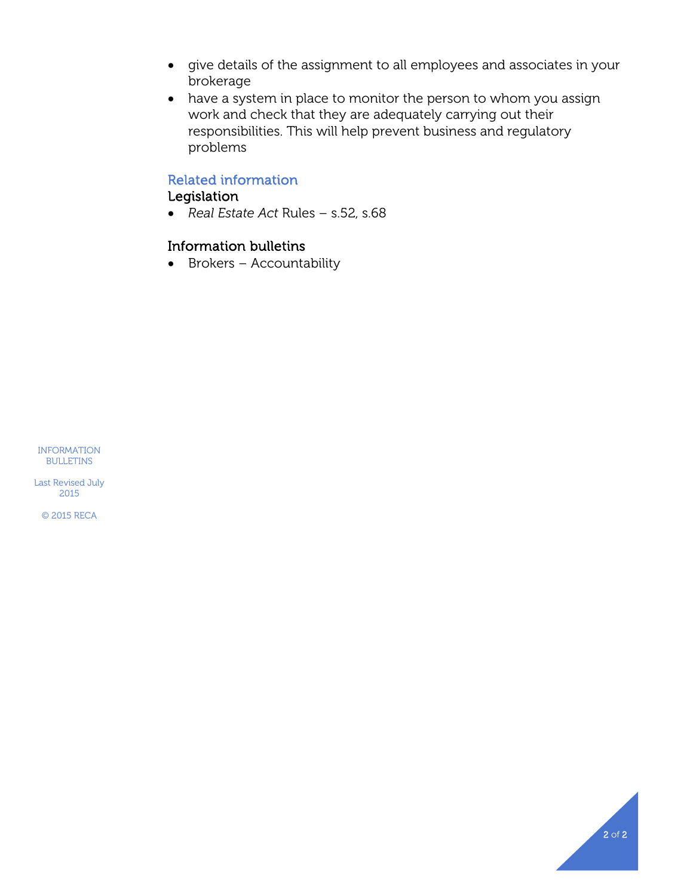- give details of the assignment to all employees and associates in your brokerage
- have a system in place to monitor the person to whom you assign work and check that they are adequately carrying out their responsibilities. This will help prevent business and regulatory problems

## Related information

### Legislation

- *Real Estate Act* Rules – s.52, s.68

### Information bulletins

- Brokers – Accountability

INFORMATION BULLETINS

Last Revised July 2015

© 2015 RECA